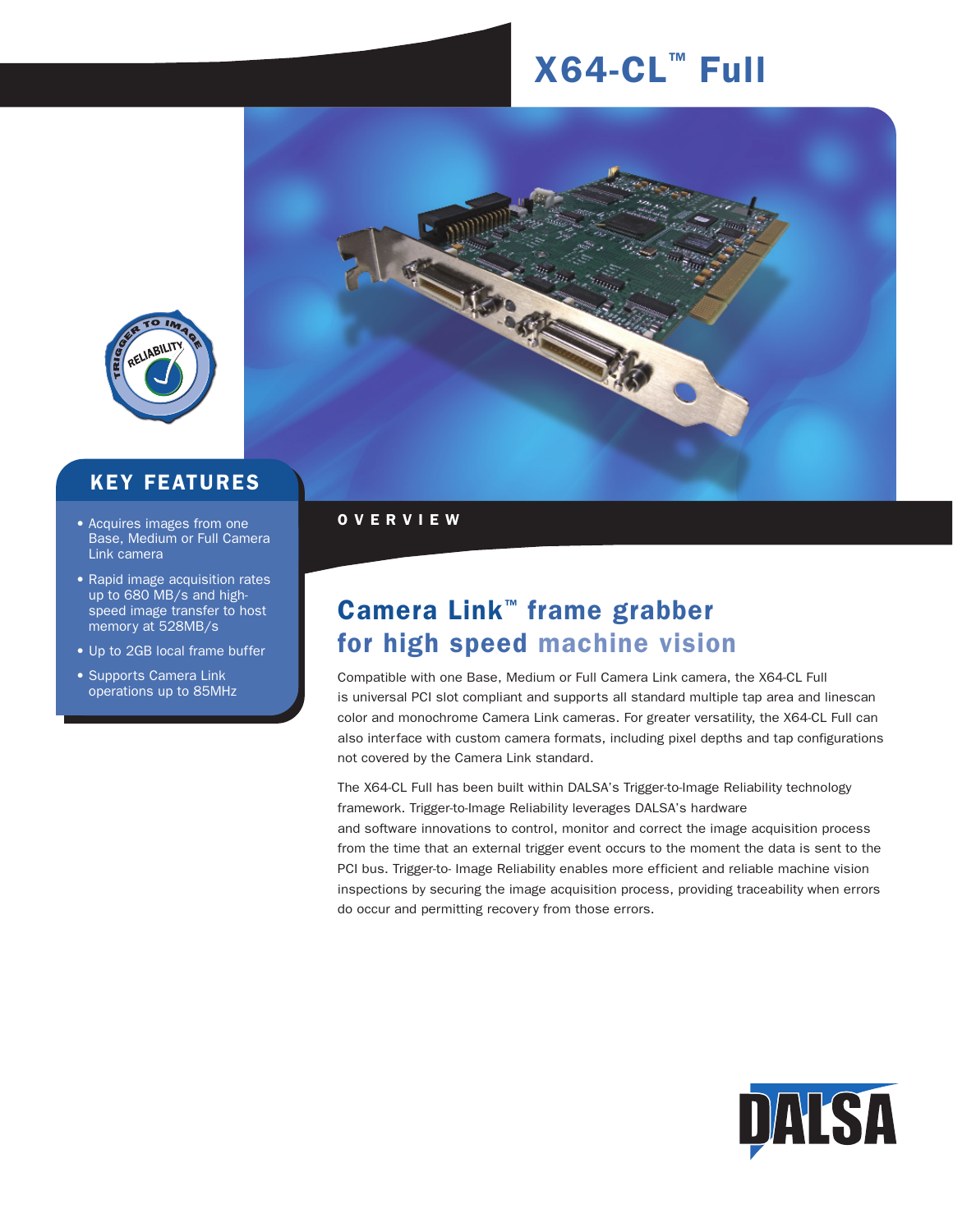# X64-CL™ Full

## KEY FEATURES

- Acquires images from one Base, Medium or Full Camera Link camera
- Rapid image acquisition rates up to 680 MB/s and high-speed image transfer to host memory at 528MB/s
- Up to 2GB local frame buffer
- Supports Camera Link operations up to 85MHz

## OVERVIEW

## Camera Link™ frame grabber for high speed machine vision

Compatible with one Base, Medium or Full Camera Link camera, the X64-CL Full is universal PCI slot compliant and supports all standard multiple tap area and linescan color and monochrome Camera Link cameras. For greater versatility, the X64-CL Full can also interface with custom camera formats, including pixel depths and tap configurations not covered by the Camera Link standard.

The X64-CL Full has been built within DALSA's Trigger-to-Image Reliability technology framework. Trigger-to-Image Reliability leverages DALSA's hardware and software innovations to control, monitor and correct the image acquisition process from the time that an external trigger event occurs to the moment the data is sent to the PCI bus. Trigger-to- Image Reliability enables more efficient and reliable machine vision inspections by securing the image acquisition process, providing traceability when errors do occur and permitting recovery from those errors.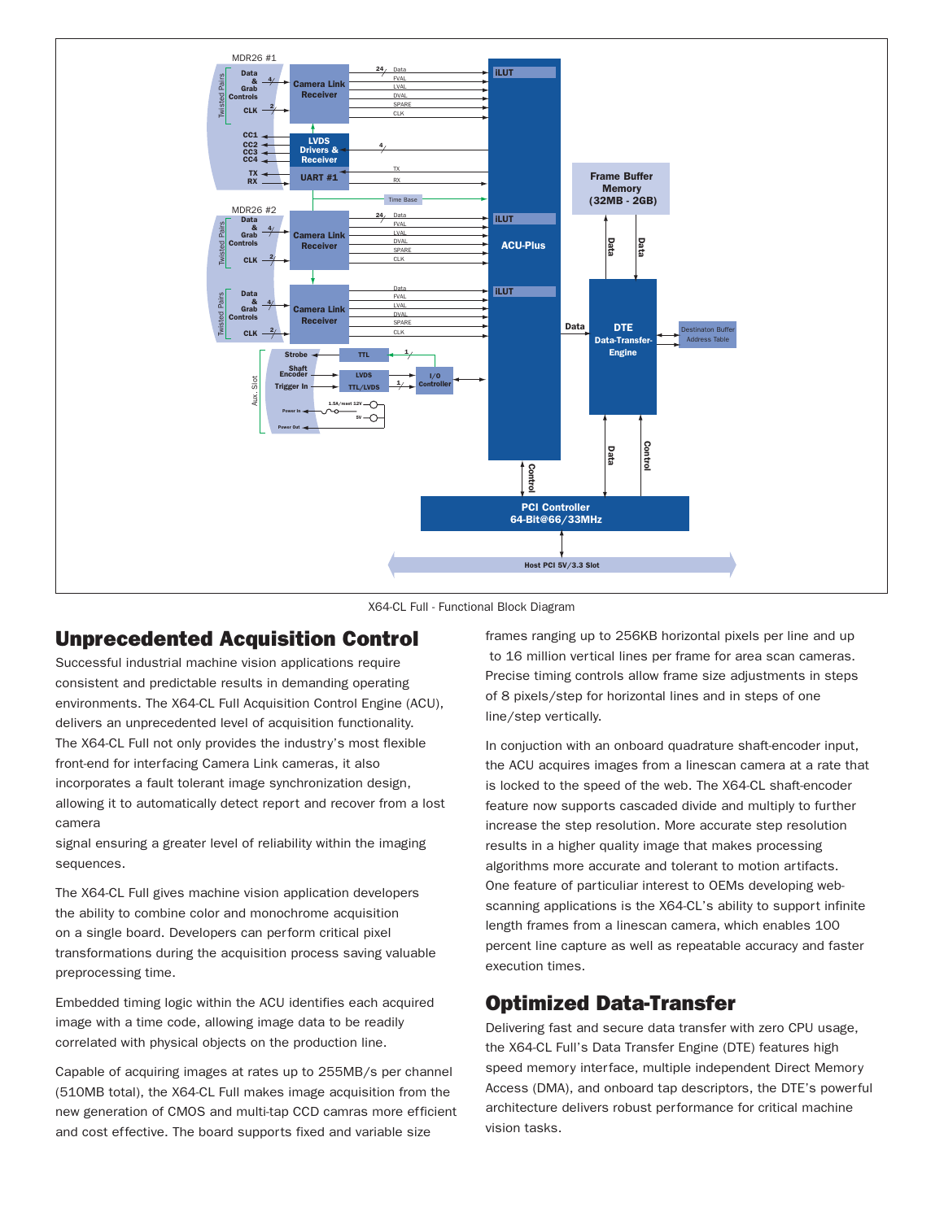X64-CL Full - Functional Block Diagram

## Unprecedented Acquisition Control

Successful industrial machine vision applications require consistent and predictable results in demanding operating environments. The X64-CL Full Acquisition Control Engine (ACU), delivers an unprecedented level of acquisition functionality. The X64-CL Full not only provides the industry's most flexible front-end for interfacing Camera Link cameras, it also incorporates a fault tolerant image synchronization design, allowing it to automatically detect report and recover from a lost camera

signal ensuring a greater level of reliability within the imaging sequences.

The X64-CL Full gives machine vision application developers the ability to combine color and monochrome acquisition on a single board. Developers can perform critical pixel transformations during the acquisition process saving valuable preprocessing time.

Embedded timing logic within the ACU identifies each acquired image with a time code, allowing image data to be readily correlated with physical objects on the production line.

Capable of acquiring images at rates up to 255MB/s per channel (510MB total), the X64-CL Full makes image acquisition from the new generation of CMOS and multi-tap CCD camras more efficient and cost effective. The board supports fixed and variable size frames ranging up to 256KB horizontal pixels per line and up to 16 million vertical lines per frame for area scan cameras. Precise timing controls allow frame size adjustments in steps of 8 pixels/step for horizontal lines and in steps of one line/step vertically.

In conjuction with an onboard quadrature shaft-encoder input, the ACU acquires images from a linescan camera at a rate that is locked to the speed of the web. The X64-CL shaft-encoder feature now supports cascaded divide and multiply to further increase the step resolution. More accurate step resolution results in a higher quality image that makes processing algorithms more accurate and tolerant to motion artifacts. One feature of particuliar interest to OEMs developing web-scanning applications is the X64-CL's ability to support infinite length frames from a linescan camera, which enables 100 percent line capture as well as repeatable accuracy and faster execution times.

## Optimized Data-Transfer

Delivering fast and secure data transfer with zero CPU usage, the X64-CL Full's Data Transfer Engine (DTE) features high speed memory interface, multiple independent Direct Memory Access (DMA), and onboard tap descriptors, the DTE's powerful architecture delivers robust performance for critical machine vision tasks.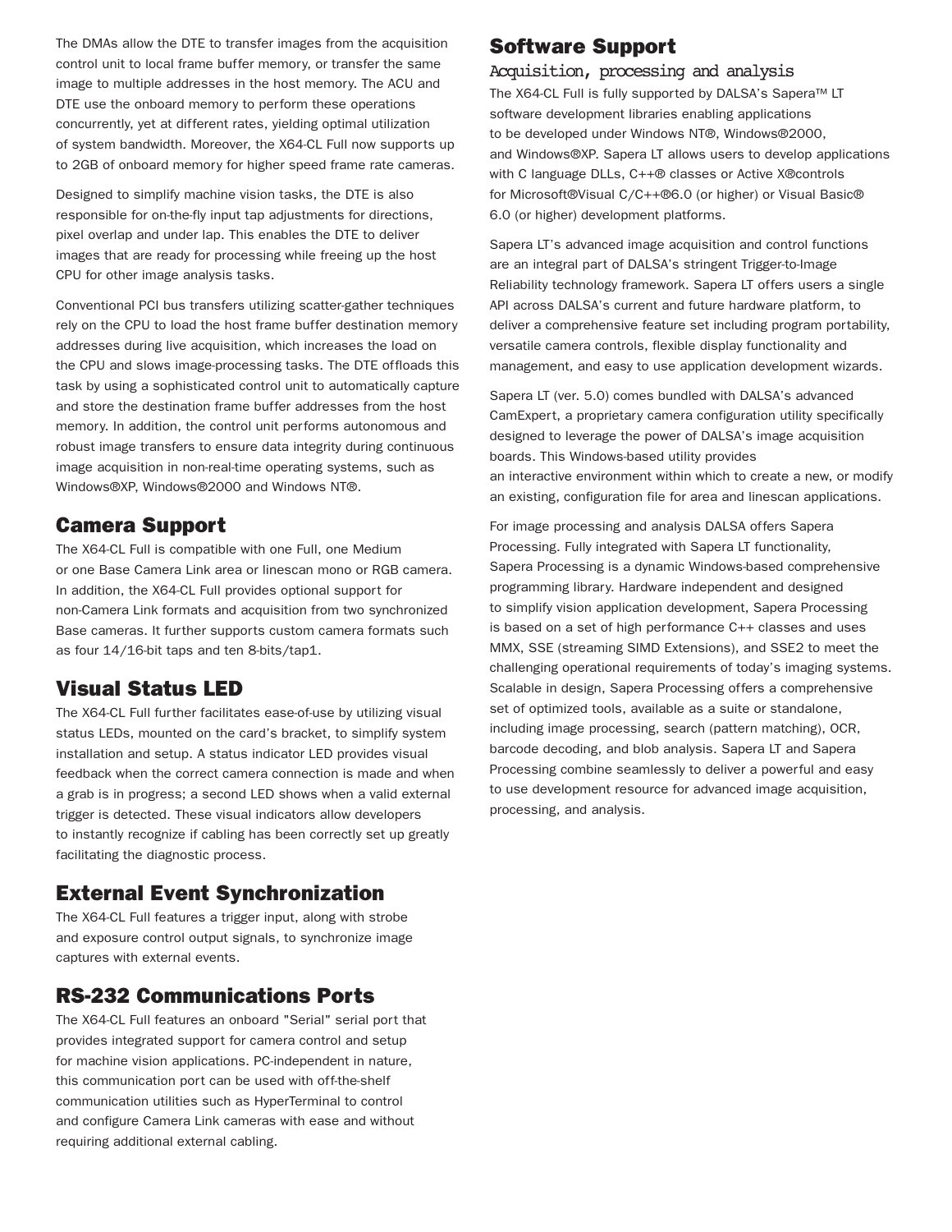The DMAs allow the DTE to transfer images from the acquisition control unit to local frame buffer memory, or transfer the same image to multiple addresses in the host memory. The ACU and DTE use the onboard memory to perform these operations concurrently, yet at different rates, yielding optimal utilization of system bandwidth. Moreover, the X64-CL Full now supports up to 2GB of onboard memory for higher speed frame rate cameras.

Designed to simplify machine vision tasks, the DTE is also responsible for on-the-fly input tap adjustments for directions, pixel overlap and under lap. This enables the DTE to deliver images that are ready for processing while freeing up the host CPU for other image analysis tasks.

Conventional PCI bus transfers utilizing scatter-gather techniques rely on the CPU to load the host frame buffer destination memory addresses during live acquisition, which increases the load on the CPU and slows image-processing tasks. The DTE offloads this task by using a sophisticated control unit to automatically capture and store the destination frame buffer addresses from the host memory. In addition, the control unit performs autonomous and robust image transfers to ensure data integrity during continuous image acquisition in non-real-time operating systems, such as Windows®XP, Windows®2000 and Windows NT®.

## Camera Support

The X64-CL Full is compatible with one Full, one Medium or one Base Camera Link area or linescan mono or RGB camera. In addition, the X64-CL Full provides optional support for non-Camera Link formats and acquisition from two synchronized Base cameras. It further supports custom camera formats such as four 14/16-bit taps and ten 8-bits/tap1.

## Visual Status LED

The X64-CL Full further facilitates ease-of-use by utilizing visual status LEDs, mounted on the card's bracket, to simplify system installation and setup. A status indicator LED provides visual feedback when the correct camera connection is made and when a grab is in progress; a second LED shows when a valid external trigger is detected. These visual indicators allow developers to instantly recognize if cabling has been correctly set up greatly facilitating the diagnostic process.

## External Event Synchronization

The X64-CL Full features a trigger input, along with strobe and exposure control output signals, to synchronize image captures with external events.

## RS-232 Communications Ports

The X64-CL Full features an onboard "Serial" serial port that provides integrated support for camera control and setup for machine vision applications. PC-independent in nature, this communication port can be used with off-the-shelf communication utilities such as HyperTerminal to control and configure Camera Link cameras with ease and without requiring additional external cabling.

## Software Support

### Acquisition, processing and analysis

The X64-CL Full is fully supported by DALSA's Sapera™ LT software development libraries enabling applications to be developed under Windows NT®, Windows®2000, and Windows®XP. Sapera LT allows users to develop applications with C language DLLs, C++® classes or Active X®controls for Microsoft®Visual C/C++®6.0 (or higher) or Visual Basic® 6.0 (or higher) development platforms.

Sapera LT's advanced image acquisition and control functions are an integral part of DALSA's stringent Trigger-to-Image Reliability technology framework. Sapera LT offers users a single API across DALSA's current and future hardware platform, to deliver a comprehensive feature set including program portability, versatile camera controls, flexible display functionality and management, and easy to use application development wizards.

Sapera LT (ver. 5.0) comes bundled with DALSA's advanced CamExpert, a proprietary camera configuration utility specifically designed to leverage the power of DALSA's image acquisition boards. This Windows-based utility provides an interactive environment within which to create a new, or modify an existing, configuration file for area and linescan applications.

For image processing and analysis DALSA offers Sapera Processing. Fully integrated with Sapera LT functionality, Sapera Processing is a dynamic Windows-based comprehensive programming library. Hardware independent and designed to simplify vision application development, Sapera Processing is based on a set of high performance C++ classes and uses MMX, SSE (streaming SIMD Extensions), and SSE2 to meet the challenging operational requirements of today's imaging systems. Scalable in design, Sapera Processing offers a comprehensive set of optimized tools, available as a suite or standalone, including image processing, search (pattern matching), OCR, barcode decoding, and blob analysis. Sapera LT and Sapera Processing combine seamlessly to deliver a powerful and easy to use development resource for advanced image acquisition, processing, and analysis.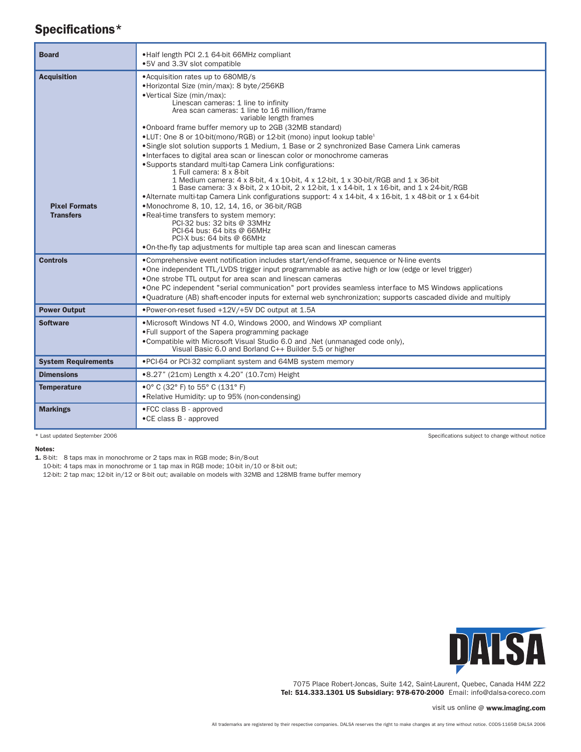## Specifications*

| | |
|---|---|
| **Board** | •Half length PCI 2.1 64-bit 66MHz compliant<br>•5V and 3.3V slot compatible |
| **Acquisition** | •Acquisition rates up to 680MB/s<br>•Horizontal Size (min/max): 8 byte/256KB<br>•Vertical Size (min/max):<br>Linescan cameras: 1 line to infinity<br>Area scan cameras: 1 line to 16 million/frame<br>variable length frames<br>•Onboard frame buffer memory up to 2GB (32MB standard)<br>•LUT: One 8 or 10-bit(mono/RGB) or 12-bit (mono) input lookup table[1]<br>•Single slot solution supports 1 Medium, 1 Base or 2 synchronized Base Camera Link cameras<br>•Interfaces to digital area scan or linescan color or monochrome cameras<br>•Supports standard multi-tap Camera Link configurations:<br>1 Full camera: 8 x 8-bit<br>1 Medium camera: 4 x 8-bit, 4 x 10-bit, 4 x 12-bit, 1 x 30-bit/RGB and 1 x 36-bit<br>1 Base camera: 3 x 8-bit, 2 x 10-bit, 2 x 12-bit, 1 x 14-bit, 1 x 16-bit, and 1 x 24-bit/RGB<br>•Alternate multi-tap Camera Link configurations support: 4 x 14-bit, 4 x 16-bit, 1 x 48-bit or 1 x 64-bit |
| **Pixel Formats** | •Monochrome 8, 10, 12, 14, 16, or 36-bit/RGB |
| **Transfers** | •Real-time transfers to system memory:<br>PCI-32 bus: 32 bits @ 33MHz<br>PCI-64 bus: 64 bits @ 66MHz<br>PCI-X bus: 64 bits @ 66MHz<br>•On-the-fly tap adjustments for multiple tap area scan and linescan cameras |
| **Controls** | •Comprehensive event notification includes start/end-of-frame, sequence or N-line events<br>•One independent TTL/LVDS trigger input programmable as active high or low (edge or level trigger)<br>•One strobe TTL output for area scan and linescan cameras<br>•One PC independent "serial communication" port provides seamless interface to MS Windows applications<br>•Quadrature (AB) shaft-encoder inputs for external web synchronization; supports cascaded divide and multiply |
| **Power Output** | •Power-on-reset fused +12V/+5V DC output at 1.5A |
| **Software** | •Microsoft Windows NT 4.0, Windows 2000, and Windows XP compliant<br>•Full support of the Sapera programming package<br>•Compatible with Microsoft Visual Studio 6.0 and .Net (unmanaged code only),<br>Visual Basic 6.0 and Borland C++ Builder 5.5 or higher |
| **System Requirements** | •PCI-64 or PCI-32 compliant system and 64MB system memory |
| **Dimensions** | •8.27" (21cm) Length x 4.20" (10.7cm) Height |
| **Temperature** | •0° C (32° F) to 55° C (131° F)<br>•Relative Humidity: up to 95% (non-condensing) |
| **Markings** | •FCC class B - approved<br>•CE class B - approved |

* Last updated September 2006

Specifications subject to change without notice

**Notes:**

**1.** 8-bit: 8 taps max in monochrome or 2 taps max in RGB mode; 8-in/8-out
10-bit: 4 taps max in monochrome or 1 tap max in RGB mode; 10-bit in/10 or 8-bit out;
12-bit: 2 tap max; 12-bit in/12 or 8-bit out; available on models with 32MB and 128MB frame buffer memory

DALSA

7075 Place Robert-Joncas, Suite 142, Saint-Laurent, Quebec, Canada H4M 2Z2
**Tel: 514.333.1301 US Subsidiary: 978-670-2000** Email: info@dalsa-coreco.com

visit us online @ **www.imaging.com**

All trademarks are registered by their respective companies. DALSA reserves the right to make changes at any time without notice. CODS-1165® DALSA 2006